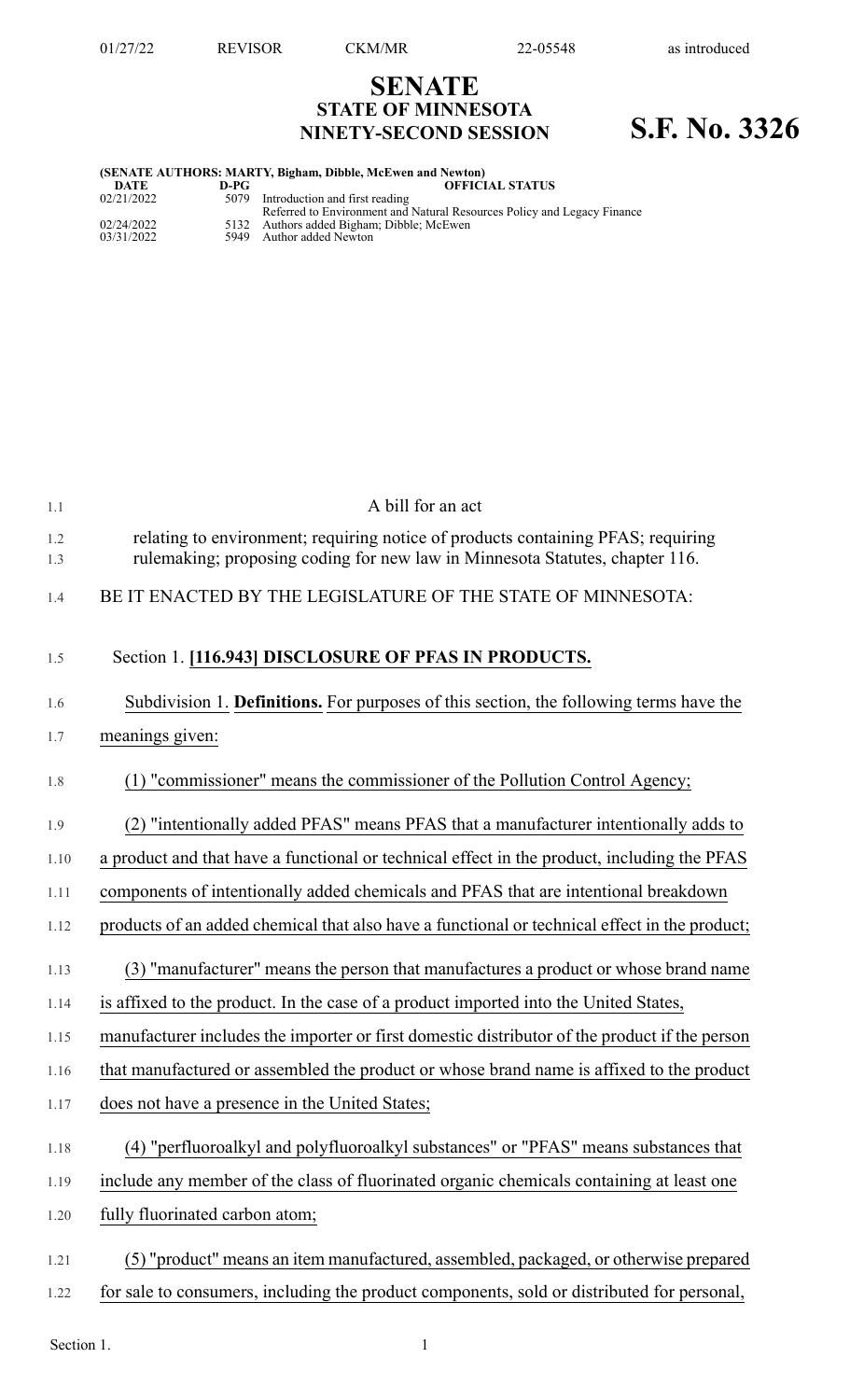# SENATE
## STATE OF MINNESOTA
## NINETY-SECOND SESSION

# S.F. No. 3326

**(SENATE AUTHORS: MARTY, Bigham, Dibble, McEwen and Newton)**

| DATE | D-PG | OFFICIAL STATUS |
|---|---|---|
| 02/21/2022 | 5079 | Introduction and first reading<br>Referred to Environment and Natural Resources Policy and Legacy Finance |
| 02/24/2022 | 5132 | Authors added Bigham; Dibble; McEwen |
| 03/31/2022 | 5949 | Author added Newton |

A bill for an act

relating to environment; requiring notice of products containing PFAS; requiring rulemaking; proposing coding for new law in Minnesota Statutes, chapter 116.

BE IT ENACTED BY THE LEGISLATURE OF THE STATE OF MINNESOTA:

Section 1. **[116.943] DISCLOSURE OF PFAS IN PRODUCTS.**

Subdivision 1. **Definitions.** For purposes of this section, the following terms have the meanings given:

(1) "commissioner" means the commissioner of the Pollution Control Agency;

(2) "intentionally added PFAS" means PFAS that a manufacturer intentionally adds to a product and that have a functional or technical effect in the product, including the PFAS components of intentionally added chemicals and PFAS that are intentional breakdown products of an added chemical that also have a functional or technical effect in the product;

(3) "manufacturer" means the person that manufactures a product or whose brand name is affixed to the product. In the case of a product imported into the United States, manufacturer includes the importer or first domestic distributor of the product if the person that manufactured or assembled the product or whose brand name is affixed to the product does not have a presence in the United States;

(4) "perfluoroalkyl and polyfluoroalkyl substances" or "PFAS" means substances that include any member of the class of fluorinated organic chemicals containing at least one fully fluorinated carbon atom;

(5) "product" means an item manufactured, assembled, packaged, or otherwise prepared for sale to consumers, including the product components, sold or distributed for personal,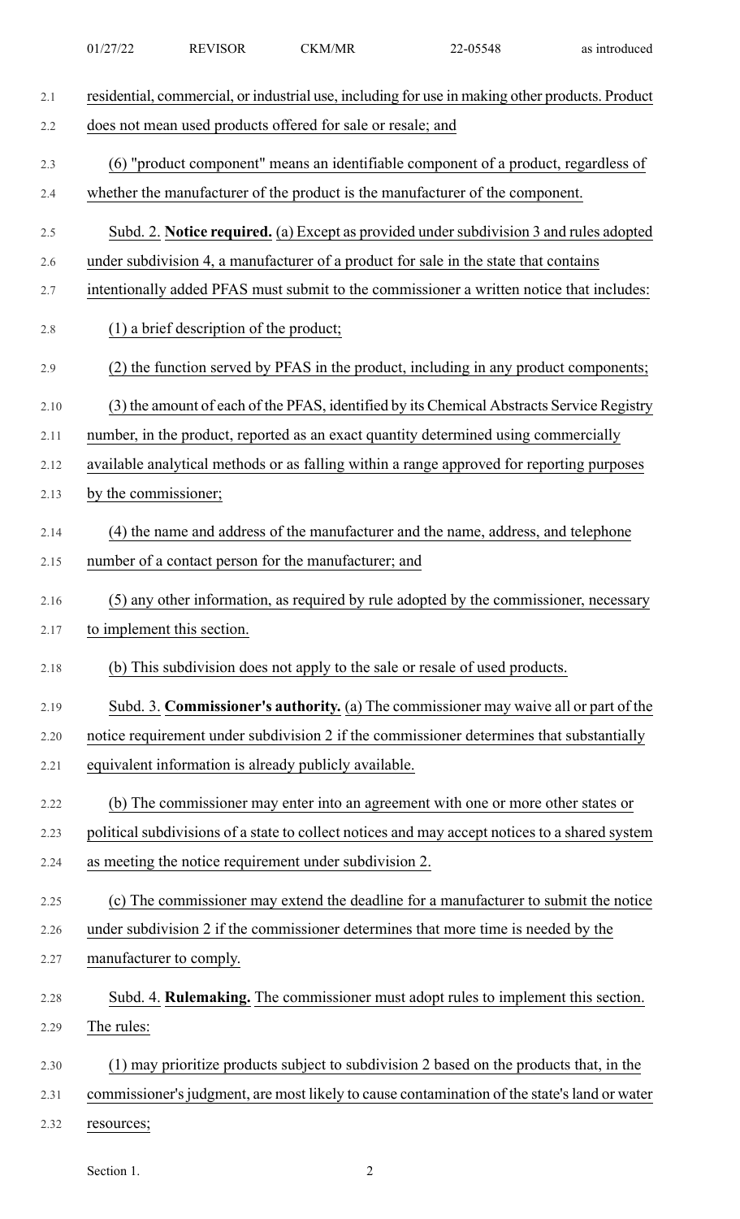residential, commercial, or industrial use, including for use in making other products. Product does not mean used products offered for sale or resale; and

(6) "product component" means an identifiable component of a product, regardless of whether the manufacturer of the product is the manufacturer of the component.

Subd. 2. **Notice required.** (a) Except as provided under subdivision 3 and rules adopted under subdivision 4, a manufacturer of a product for sale in the state that contains intentionally added PFAS must submit to the commissioner a written notice that includes:

(1) a brief description of the product;

(2) the function served by PFAS in the product, including in any product components;

(3) the amount of each of the PFAS, identified by its Chemical Abstracts Service Registry number, in the product, reported as an exact quantity determined using commercially available analytical methods or as falling within a range approved for reporting purposes by the commissioner;

(4) the name and address of the manufacturer and the name, address, and telephone number of a contact person for the manufacturer; and

(5) any other information, as required by rule adopted by the commissioner, necessary to implement this section.

(b) This subdivision does not apply to the sale or resale of used products.

Subd. 3. **Commissioner's authority.** (a) The commissioner may waive all or part of the notice requirement under subdivision 2 if the commissioner determines that substantially equivalent information is already publicly available.

(b) The commissioner may enter into an agreement with one or more other states or political subdivisions of a state to collect notices and may accept notices to a shared system as meeting the notice requirement under subdivision 2.

(c) The commissioner may extend the deadline for a manufacturer to submit the notice under subdivision 2 if the commissioner determines that more time is needed by the manufacturer to comply.

Subd. 4. **Rulemaking.** The commissioner must adopt rules to implement this section. The rules:

(1) may prioritize products subject to subdivision 2 based on the products that, in the commissioner's judgment, are most likely to cause contamination of the state's land or water resources;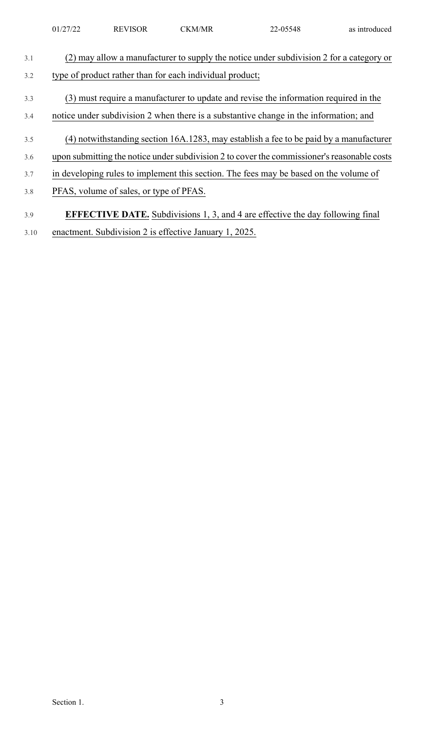(2) may allow a manufacturer to supply the notice under subdivision 2 for a category or type of product rather than for each individual product;

(3) must require a manufacturer to update and revise the information required in the notice under subdivision 2 when there is a substantive change in the information; and

(4) notwithstanding section 16A.1283, may establish a fee to be paid by a manufacturer upon submitting the notice under subdivision 2 to cover the commissioner's reasonable costs in developing rules to implement this section. The fees may be based on the volume of PFAS, volume of sales, or type of PFAS.

**EFFECTIVE DATE.** Subdivisions 1, 3, and 4 are effective the day following final enactment. Subdivision 2 is effective January 1, 2025.